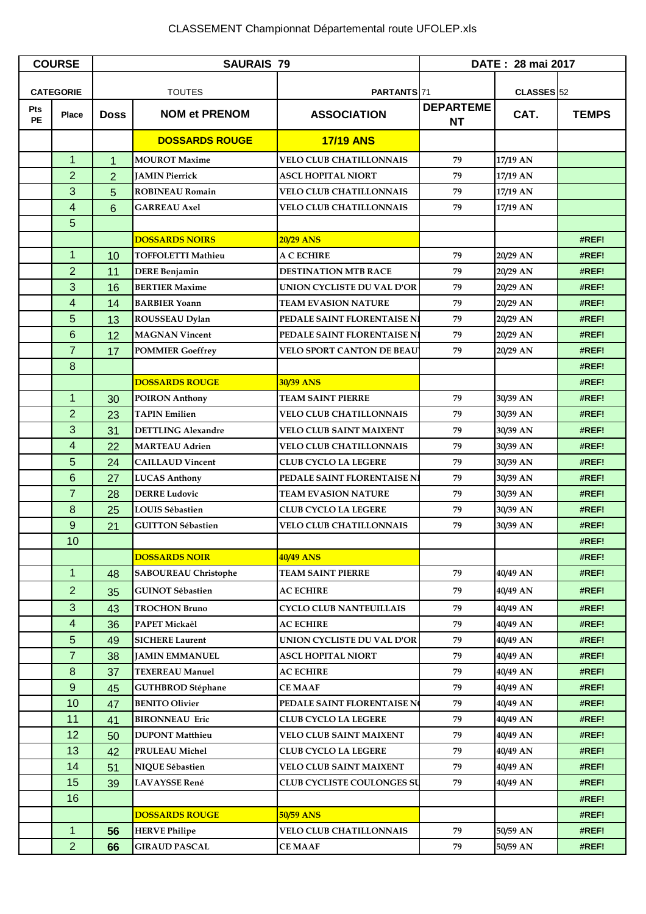CLASSEMENT Championnat Départemental route UFOLEP.xls

| COURSE | | SAURAIS 79 | | | DATE : 28 mai 2017 | |
|---|---|---|---|---|---|---|
| CATEGORIE | | TOUTES | PARTANTS 71 | | CLASSES 52 | |
| Pts PE | Place | Doss | NOM et PRENOM | ASSOCIATION | DEPARTEMENT | CAT. | TEMPS |
| | | | **DOSSARDS ROUGE** | **17/19 ANS** | | | |
| | 1 | 1 | MOUROT Maxime | VELO CLUB CHATILLONNAIS | 79 | 17/19 AN | |
| | 2 | 2 | JAMIN Pierrick | ASCL HOPITAL NIORT | 79 | 17/19 AN | |
| | 3 | 5 | ROBINEAU Romain | VELO CLUB CHATILLONNAIS | 79 | 17/19 AN | |
| | 4 | 6 | GARREAU Axel | VELO CLUB CHATILLONNAIS | 79 | 17/19 AN | |
| | 5 | | | | | | |
| | | | **DOSSARDS NOIRS** | **20/29 ANS** | | | #REF! |
| | 1 | 10 | TOFFOLETTI Mathieu | A C ECHIRE | 79 | 20/29 AN | #REF! |
| | 2 | 11 | DERE Benjamin | DESTINATION MTB RACE | 79 | 20/29 AN | #REF! |
| | 3 | 16 | BERTIER Maxime | UNION CYCLISTE DU VAL D'OR | 79 | 20/29 AN | #REF! |
| | 4 | 14 | BARBIER Yoann | TEAM EVASION NATURE | 79 | 20/29 AN | #REF! |
| | 5 | 13 | ROUSSEAU Dylan | PEDALE SAINT FLORENTAISE NI | 79 | 20/29 AN | #REF! |
| | 6 | 12 | MAGNAN Vincent | PEDALE SAINT FLORENTAISE NI | 79 | 20/29 AN | #REF! |
| | 7 | 17 | POMMIER Goeffrey | VELO SPORT CANTON DE BEAU | 79 | 20/29 AN | #REF! |
| | 8 | | | | | | #REF! |
| | | | **DOSSARDS ROUGE** | **30/39 ANS** | | | #REF! |
| | 1 | 30 | POIRON Anthony | TEAM SAINT PIERRE | 79 | 30/39 AN | #REF! |
| | 2 | 23 | TAPIN Emilien | VELO CLUB CHATILLONNAIS | 79 | 30/39 AN | #REF! |
| | 3 | 31 | DETTLING Alexandre | VELO CLUB SAINT MAIXENT | 79 | 30/39 AN | #REF! |
| | 4 | 22 | MARTEAU Adrien | VELO CLUB CHATILLONNAIS | 79 | 30/39 AN | #REF! |
| | 5 | 24 | CAILLAUD Vincent | CLUB CYCLO LA LEGERE | 79 | 30/39 AN | #REF! |
| | 6 | 27 | LUCAS Anthony | PEDALE SAINT FLORENTAISE NI | 79 | 30/39 AN | #REF! |
| | 7 | 28 | DERRE Ludovic | TEAM EVASION NATURE | 79 | 30/39 AN | #REF! |
| | 8 | 25 | LOUIS Sébastien | CLUB CYCLO LA LEGERE | 79 | 30/39 AN | #REF! |
| | 9 | 21 | GUITTON Sébastien | VELO CLUB CHATILLONNAIS | 79 | 30/39 AN | #REF! |
| | 10 | | | | | | #REF! |
| | | | **DOSSARDS NOIR** | **40/49 ANS** | | | #REF! |
| | 1 | 48 | SABOUREAU Christophe | TEAM SAINT PIERRE | 79 | 40/49 AN | #REF! |
| | 2 | 35 | GUINOT Sébastien | AC ECHIRE | 79 | 40/49 AN | #REF! |
| | 3 | 43 | TROCHON Bruno | CYCLO CLUB NANTEUILLAIS | 79 | 40/49 AN | #REF! |
| | 4 | 36 | PAPET Mickaêl | AC ECHIRE | 79 | 40/49 AN | #REF! |
| | 5 | 49 | SICHERE Laurent | UNION CYCLISTE DU VAL D'OR | 79 | 40/49 AN | #REF! |
| | 7 | 38 | JAMIN EMMANUEL | ASCL HOPITAL NIORT | 79 | 40/49 AN | #REF! |
| | 8 | 37 | TEXEREAU Manuel | AC ECHIRE | 79 | 40/49 AN | #REF! |
| | 9 | 45 | GUTHBROD Stéphane | CE MAAF | 79 | 40/49 AN | #REF! |
| | 10 | 47 | BENITO Olivier | PEDALE SAINT FLORENTAISE NO | 79 | 40/49 AN | #REF! |
| | 11 | 41 | BIRONNEAU Eric | CLUB CYCLO LA LEGERE | 79 | 40/49 AN | #REF! |
| | 12 | 50 | DUPONT Matthieu | VELO CLUB SAINT MAIXENT | 79 | 40/49 AN | #REF! |
| | 13 | 42 | PRULEAU Michel | CLUB CYCLO LA LEGERE | 79 | 40/49 AN | #REF! |
| | 14 | 51 | NIQUE Sébastien | VELO CLUB SAINT MAIXENT | 79 | 40/49 AN | #REF! |
| | 15 | 39 | LAVAYSSE René | CLUB CYCLISTE COULONGES SU | 79 | 40/49 AN | #REF! |
| | 16 | | | | | | #REF! |
| | | | **DOSSARDS ROUGE** | **50/59 ANS** | | | #REF! |
| | 1 | 56 | HERVE Philipe | VELO CLUB CHATILLONNAIS | 79 | 50/59 AN | #REF! |
| | 2 | 66 | GIRAUD PASCAL | CE MAAF | 79 | 50/59 AN | #REF! |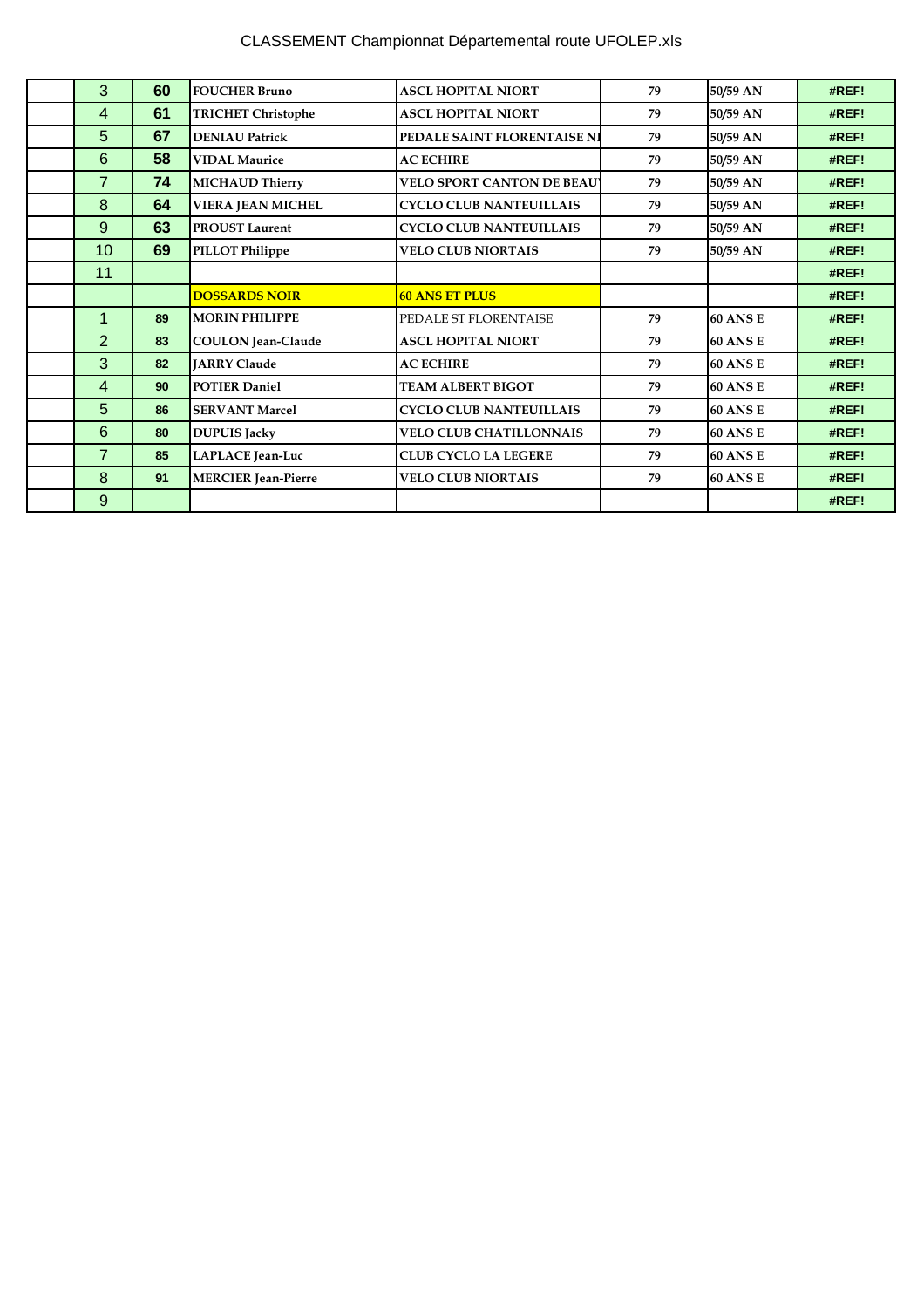| | | | | | | | |
|---|---|---|---|---|---|---|---|
| | 3 | 60 | FOUCHER Bruno | ASCL HOPITAL NIORT | 79 | 50/59 AN | #REF! |
| | 4 | 61 | TRICHET Christophe | ASCL HOPITAL NIORT | 79 | 50/59 AN | #REF! |
| | 5 | 67 | DENIAU Patrick | PEDALE SAINT FLORENTAISE NI | 79 | 50/59 AN | #REF! |
| | 6 | 58 | VIDAL Maurice | AC ECHIRE | 79 | 50/59 AN | #REF! |
| | 7 | 74 | MICHAUD Thierry | VELO SPORT CANTON DE BEAU | 79 | 50/59 AN | #REF! |
| | 8 | 64 | VIERA JEAN MICHEL | CYCLO CLUB NANTEUILLAIS | 79 | 50/59 AN | #REF! |
| | 9 | 63 | PROUST Laurent | CYCLO CLUB NANTEUILLAIS | 79 | 50/59 AN | #REF! |
| | 10 | 69 | PILLOT Philippe | VELO CLUB NIORTAIS | 79 | 50/59 AN | #REF! |
| | 11 | | | | | | #REF! |
| | | | DOSSARDS NOIR | 60 ANS ET PLUS | | | #REF! |
| | 1 | 89 | MORIN PHILIPPE | PEDALE ST FLORENTAISE | 79 | 60 ANS E | #REF! |
| | 2 | 83 | COULON Jean-Claude | ASCL HOPITAL NIORT | 79 | 60 ANS E | #REF! |
| | 3 | 82 | JARRY Claude | AC ECHIRE | 79 | 60 ANS E | #REF! |
| | 4 | 90 | POTIER Daniel | TEAM ALBERT BIGOT | 79 | 60 ANS E | #REF! |
| | 5 | 86 | SERVANT Marcel | CYCLO CLUB NANTEUILLAIS | 79 | 60 ANS E | #REF! |
| | 6 | 80 | DUPUIS Jacky | VELO CLUB CHATILLONNAIS | 79 | 60 ANS E | #REF! |
| | 7 | 85 | LAPLACE Jean-Luc | CLUB CYCLO LA LEGERE | 79 | 60 ANS E | #REF! |
| | 8 | 91 | MERCIER Jean-Pierre | VELO CLUB NIORTAIS | 79 | 60 ANS E | #REF! |
| | 9 | | | | | | #REF! |